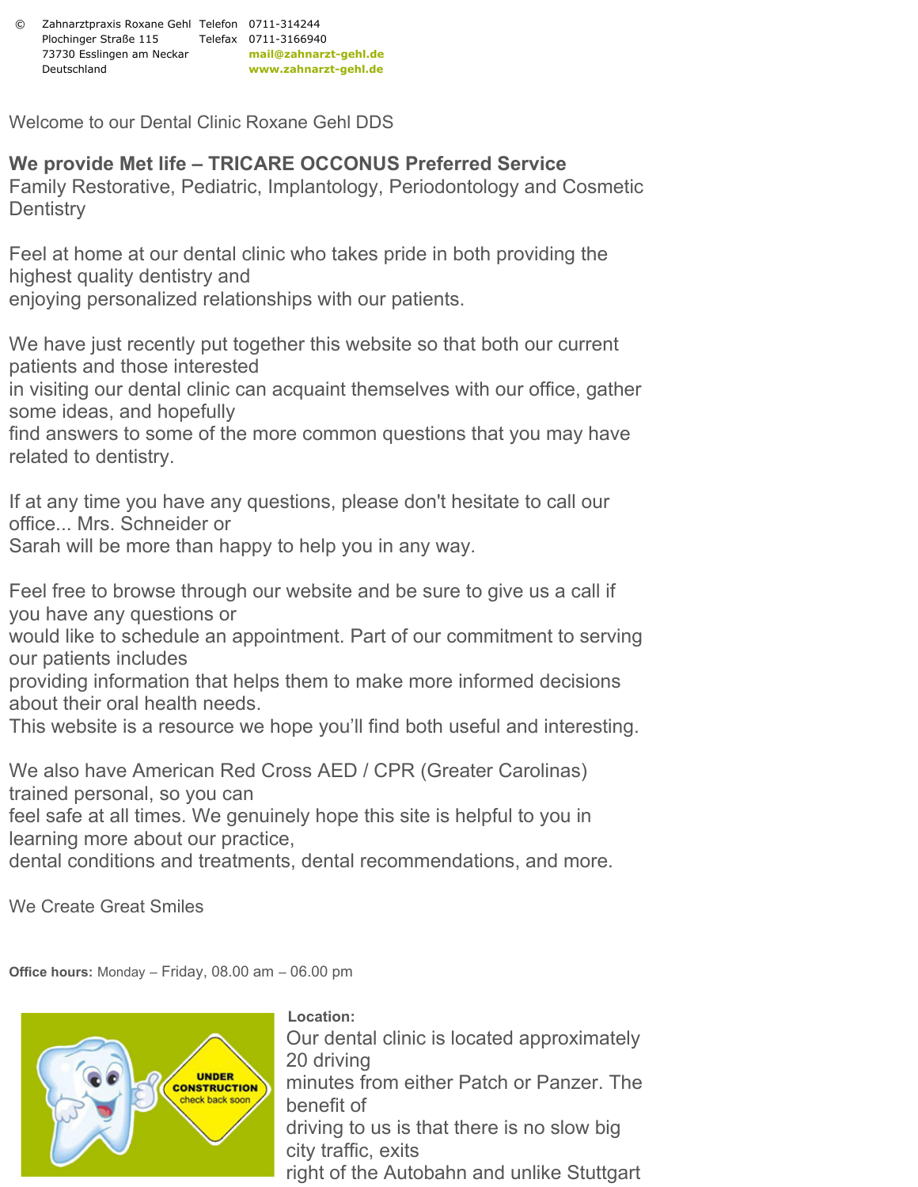© Zahnarztpraxis Roxane Gehl
Plochinger Straße 115
73730 Esslingen am Neckar
Deutschland

Telefon 0711-314244
Telefax 0711-3166940
mail@zahnarzt-gehl.de
www.zahnarzt-gehl.de

Welcome to our Dental Clinic Roxane Gehl DDS

**We provide Met life – TRICARE OCCONUS Preferred Service**
Family Restorative, Pediatric, Implantology, Periodontology and Cosmetic Dentistry

Feel at home at our dental clinic who takes pride in both providing the highest quality dentistry and enjoying personalized relationships with our patients.

We have just recently put together this website so that both our current patients and those interested in visiting our dental clinic can acquaint themselves with our office, gather some ideas, and hopefully find answers to some of the more common questions that you may have related to dentistry.

If at any time you have any questions, please don't hesitate to call our office... Mrs. Schneider or Sarah will be more than happy to help you in any way.

Feel free to browse through our website and be sure to give us a call if you have any questions or would like to schedule an appointment. Part of our commitment to serving our patients includes providing information that helps them to make more informed decisions about their oral health needs.
This website is a resource we hope you'll find both useful and interesting.

We also have American Red Cross AED / CPR (Greater Carolinas) trained personal, so you can feel safe at all times. We genuinely hope this site is helpful to you in learning more about our practice, dental conditions and treatments, dental recommendations, and more.

We Create Great Smiles

**Office hours:** Monday – Friday, 08.00 am – 06.00 pm

**Location:**
Our dental clinic is located approximately 20 driving minutes from either Patch or Panzer. The benefit of driving to us is that there is no slow big city traffic, exits right of the Autobahn and unlike Stuttgart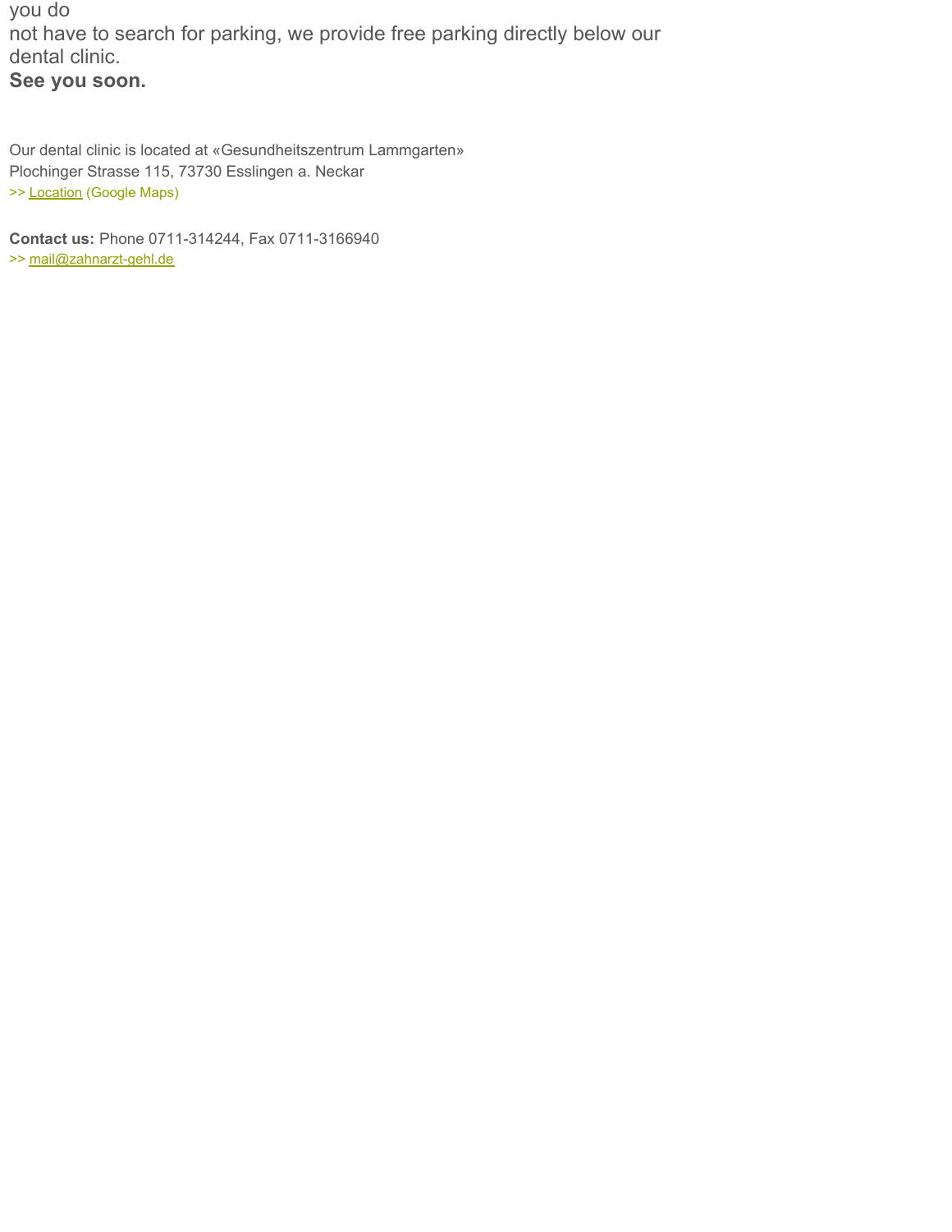you do
not have to search for parking, we provide free parking directly below our dental clinic.
**See you soon.**

Our dental clinic is located at «Gesundheitszentrum Lammgarten»
Plochinger Strasse 115, 73730 Esslingen a. Neckar
>> Location (Google Maps)

**Contact us:** Phone 0711-314244, Fax 0711-3166940
>> mail@zahnarzt-gehl.de